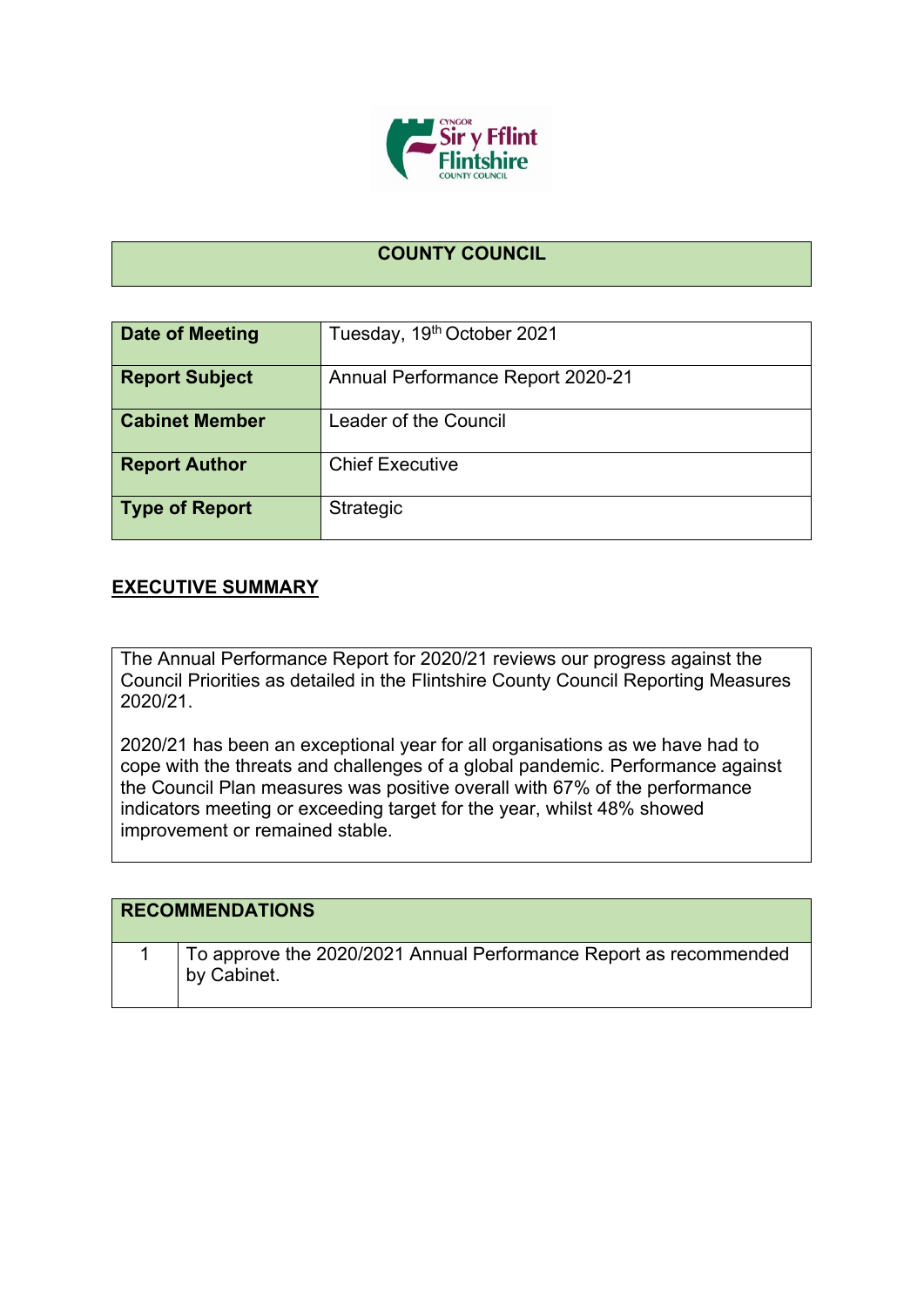# COUNTY COUNCIL

| Date of Meeting | Tuesday, 19th October 2021 |
|---|---|
| Report Subject | Annual Performance Report 2020-21 |
| Cabinet Member | Leader of the Council |
| Report Author | Chief Executive |
| Type of Report | Strategic |

## EXECUTIVE SUMMARY

The Annual Performance Report for 2020/21 reviews our progress against the Council Priorities as detailed in the Flintshire County Council Reporting Measures 2020/21.

2020/21 has been an exceptional year for all organisations as we have had to cope with the threats and challenges of a global pandemic. Performance against the Council Plan measures was positive overall with 67% of the performance indicators meeting or exceeding target for the year, whilst 48% showed improvement or remained stable.

| RECOMMENDATIONS | |
|---|---|
| 1 | To approve the 2020/2021 Annual Performance Report as recommended by Cabinet. |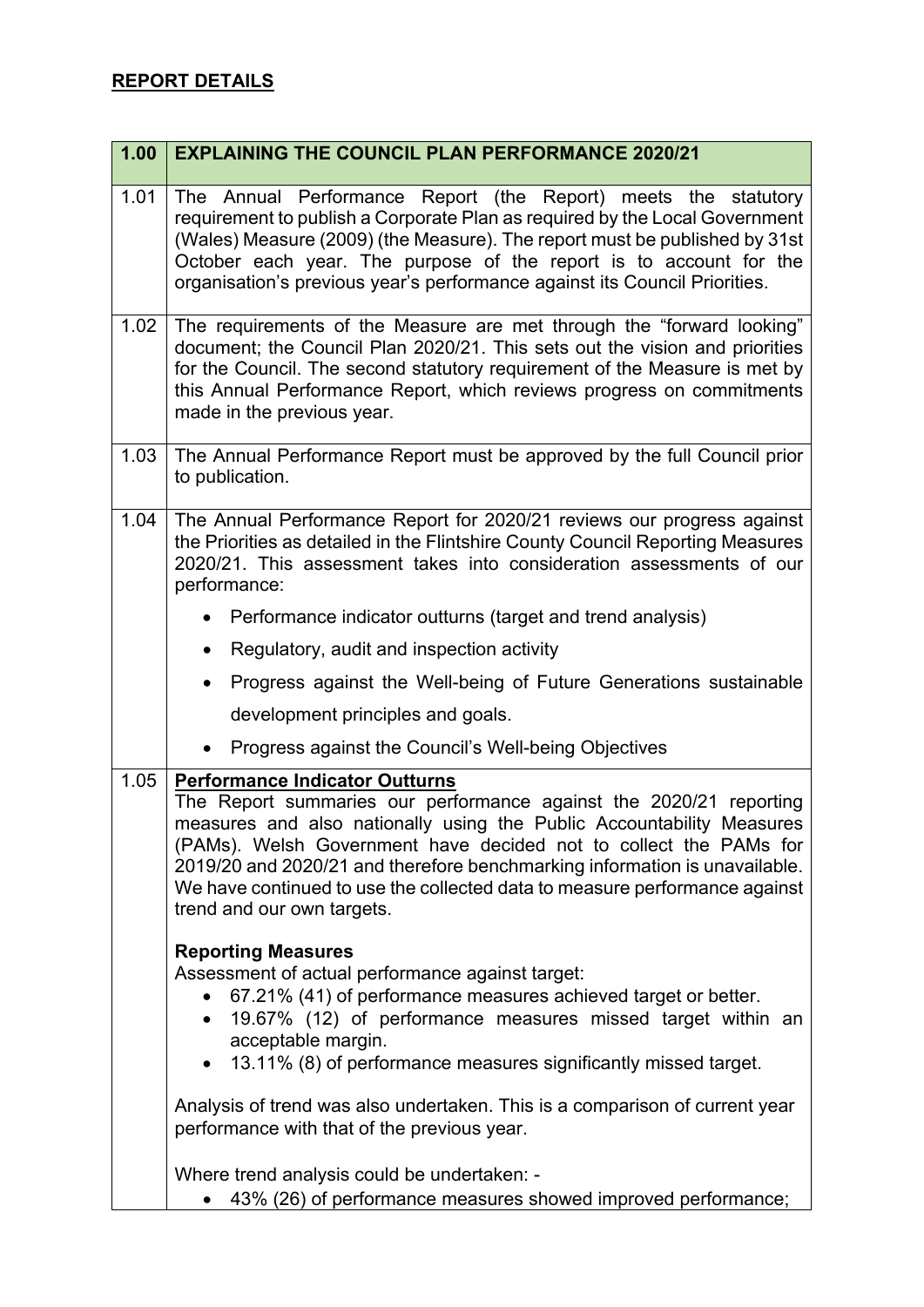## REPORT DETAILS

| 1.00 | EXPLAINING THE COUNCIL PLAN PERFORMANCE 2020/21 |
|---|---|
| 1.01 | The Annual Performance Report (the Report) meets the statutory requirement to publish a Corporate Plan as required by the Local Government (Wales) Measure (2009) (the Measure). The report must be published by 31st October each year. The purpose of the report is to account for the organisation's previous year's performance against its Council Priorities. |
| 1.02 | The requirements of the Measure are met through the "forward looking" document; the Council Plan 2020/21. This sets out the vision and priorities for the Council. The second statutory requirement of the Measure is met by this Annual Performance Report, which reviews progress on commitments made in the previous year. |
| 1.03 | The Annual Performance Report must be approved by the full Council prior to publication. |
| 1.04 | The Annual Performance Report for 2020/21 reviews our progress against the Priorities as detailed in the Flintshire County Council Reporting Measures 2020/21. This assessment takes into consideration assessments of our performance:<br>• Performance indicator outturns (target and trend analysis)<br>• Regulatory, audit and inspection activity<br>• Progress against the Well-being of Future Generations sustainable development principles and goals.<br>• Progress against the Council's Well-being Objectives |
| 1.05 | **Performance Indicator Outturns**<br>The Report summaries our performance against the 2020/21 reporting measures and also nationally using the Public Accountability Measures (PAMs). Welsh Government have decided not to collect the PAMs for 2019/20 and 2020/21 and therefore benchmarking information is unavailable. We have continued to use the collected data to measure performance against trend and our own targets.<br><br>**Reporting Measures**<br>Assessment of actual performance against target:<br>• 67.21% (41) of performance measures achieved target or better.<br>• 19.67% (12) of performance measures missed target within an acceptable margin.<br>• 13.11% (8) of performance measures significantly missed target.<br><br>Analysis of trend was also undertaken. This is a comparison of current year performance with that of the previous year.<br><br>Where trend analysis could be undertaken: -<br>• 43% (26) of performance measures showed improved performance; |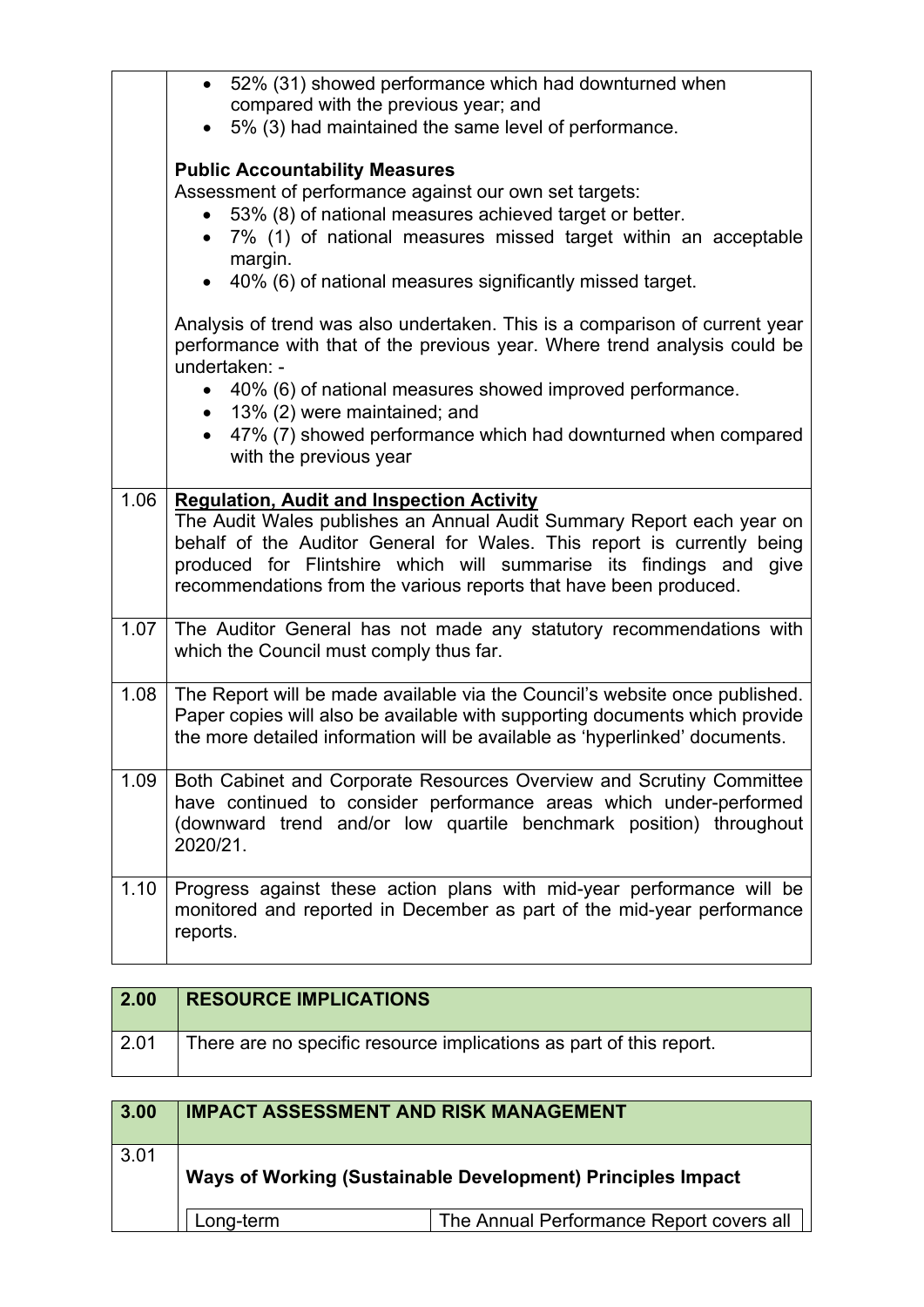|  |  |
|---|---|
|  | - 52% (31) showed performance which had downturned when compared with the previous year; and<br>- 5% (3) had maintained the same level of performance.<br><br>**Public Accountability Measures**<br>Assessment of performance against our own set targets:<br>- 53% (8) of national measures achieved target or better.<br>- 7% (1) of national measures missed target within an acceptable margin.<br>- 40% (6) of national measures significantly missed target.<br><br>Analysis of trend was also undertaken. This is a comparison of current year performance with that of the previous year. Where trend analysis could be undertaken: -<br>- 40% (6) of national measures showed improved performance.<br>- 13% (2) were maintained; and<br>- 47% (7) showed performance which had downturned when compared with the previous year |
| 1.06 | **Regulation, Audit and Inspection Activity**<br>The Audit Wales publishes an Annual Audit Summary Report each year on behalf of the Auditor General for Wales. This report is currently being produced for Flintshire which will summarise its findings and give recommendations from the various reports that have been produced. |
| 1.07 | The Auditor General has not made any statutory recommendations with which the Council must comply thus far. |
| 1.08 | The Report will be made available via the Council's website once published. Paper copies will also be available with supporting documents which provide the more detailed information will be available as 'hyperlinked' documents. |
| 1.09 | Both Cabinet and Corporate Resources Overview and Scrutiny Committee have continued to consider performance areas which under-performed (downward trend and/or low quartile benchmark position) throughout 2020/21. |
| 1.10 | Progress against these action plans with mid-year performance will be monitored and reported in December as part of the mid-year performance reports. |

| 2.00 | RESOURCE IMPLICATIONS |
|---|---|
| 2.01 | There are no specific resource implications as part of this report. |

| 3.00 | IMPACT ASSESSMENT AND RISK MANAGEMENT |
|---|---|
| 3.01 | **Ways of Working (Sustainable Development) Principles Impact** |

| Long-term | The Annual Performance Report covers all |
|---|---|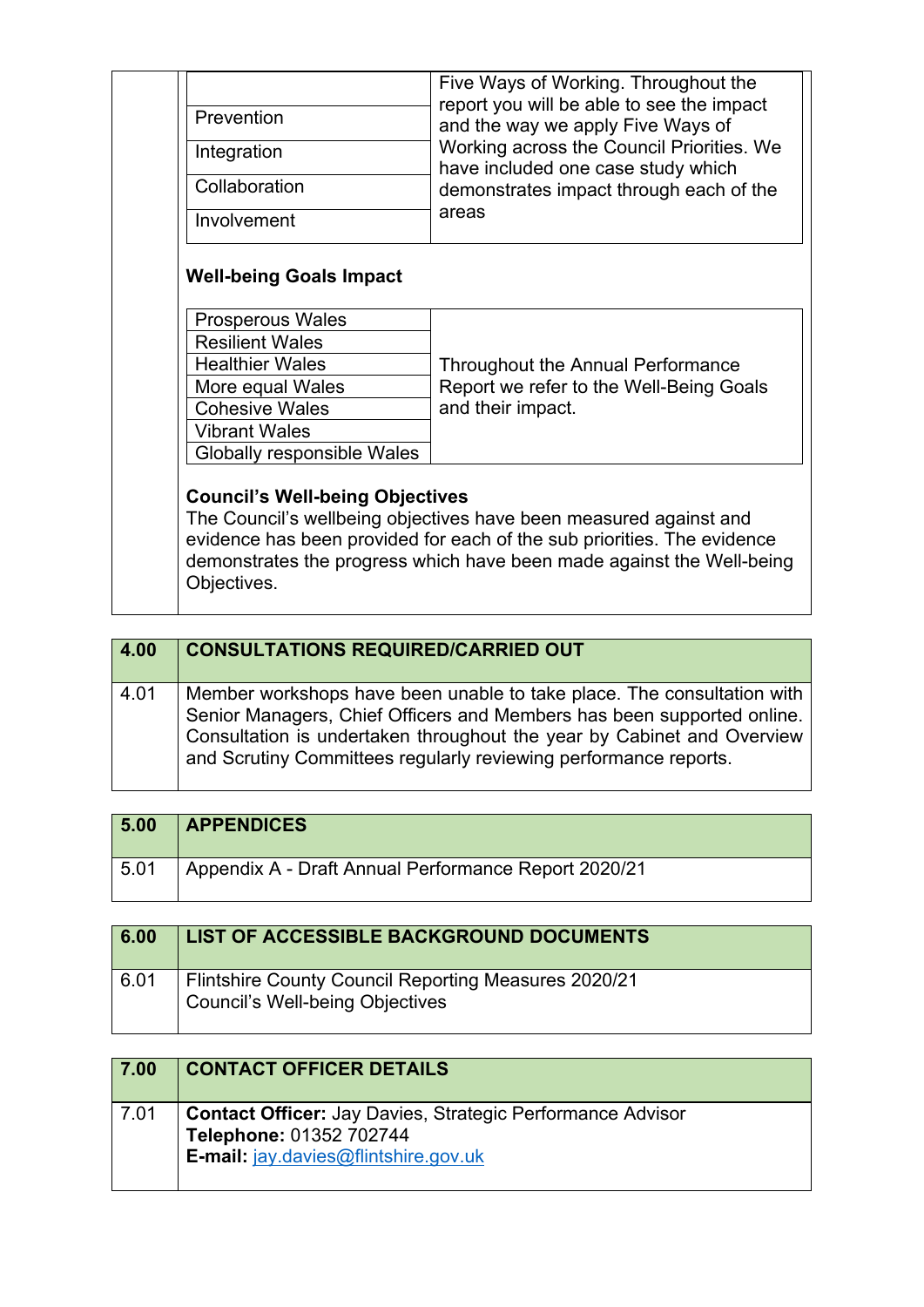| | |
|---|---|
| | Five Ways of Working. Throughout the report you will be able to see the impact and the way we apply Five Ways of Working across the Council Priorities. We have included one case study which demonstrates impact through each of the areas |
| Prevention | |
| Integration | |
| Collaboration | |
| Involvement | |

**Well-being Goals Impact**

| | |
|---|---|
| Prosperous Wales | Throughout the Annual Performance Report we refer to the Well-Being Goals and their impact. |
| Resilient Wales | |
| Healthier Wales | |
| More equal Wales | |
| Cohesive Wales | |
| Vibrant Wales | |
| Globally responsible Wales | |

**Council's Well-being Objectives**

The Council's wellbeing objectives have been measured against and evidence has been provided for each of the sub priorities. The evidence demonstrates the progress which have been made against the Well-being Objectives.

| 4.00 | CONSULTATIONS REQUIRED/CARRIED OUT |
|---|---|
| 4.01 | Member workshops have been unable to take place. The consultation with Senior Managers, Chief Officers and Members has been supported online. Consultation is undertaken throughout the year by Cabinet and Overview and Scrutiny Committees regularly reviewing performance reports. |

| 5.00 | APPENDICES |
|---|---|
| 5.01 | Appendix A - Draft Annual Performance Report 2020/21 |

| 6.00 | LIST OF ACCESSIBLE BACKGROUND DOCUMENTS |
|---|---|
| 6.01 | Flintshire County Council Reporting Measures 2020/21<br>Council's Well-being Objectives |

| 7.00 | CONTACT OFFICER DETAILS |
|---|---|
| 7.01 | **Contact Officer:** Jay Davies, Strategic Performance Advisor<br>**Telephone:** 01352 702744<br>**E-mail:** jay.davies@flintshire.gov.uk |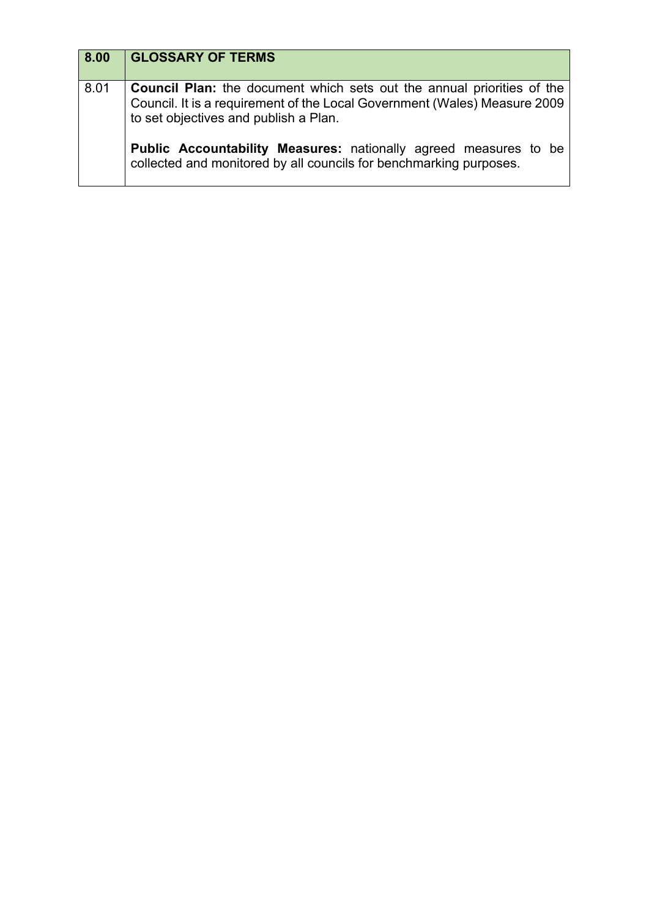| 8.00 | **GLOSSARY OF TERMS** |
| --- | --- |
| 8.01 | **Council Plan:** the document which sets out the annual priorities of the Council. It is a requirement of the Local Government (Wales) Measure 2009 to set objectives and publish a Plan.<br><br>**Public Accountability Measures:** nationally agreed measures to be collected and monitored by all councils for benchmarking purposes. |